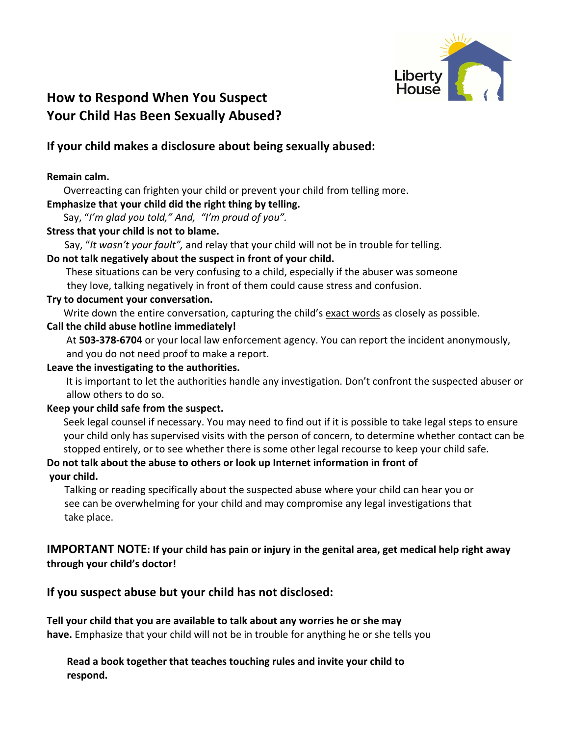Liberty House

# How to Respond When You Suspect Your Child Has Been Sexually Abused?

## If your child makes a disclosure about being sexually abused:

**Remain calm.**
Overreacting can frighten your child or prevent your child from telling more.

**Emphasize that your child did the right thing by telling.**
Say, "*I'm glad you told,*" And, "*I'm proud of you*".

**Stress that your child is not to blame.**
Say, "*It wasn't your fault*", and relay that your child will not be in trouble for telling.

**Do not talk negatively about the suspect in front of your child.**
These situations can be very confusing to a child, especially if the abuser was someone they love, talking negatively in front of them could cause stress and confusion.

**Try to document your conversation.**
Write down the entire conversation, capturing the child's exact words as closely as possible.

**Call the child abuse hotline immediately!**
At **503-378-6704** or your local law enforcement agency. You can report the incident anonymously, and you do not need proof to make a report.

**Leave the investigating to the authorities.**
It is important to let the authorities handle any investigation. Don't confront the suspected abuser or allow others to do so.

**Keep your child safe from the suspect.**
Seek legal counsel if necessary. You may need to find out if it is possible to take legal steps to ensure your child only has supervised visits with the person of concern, to determine whether contact can be stopped entirely, or to see whether there is some other legal recourse to keep your child safe.

**Do not talk about the abuse to others or look up Internet information in front of your child.**
Talking or reading specifically about the suspected abuse where your child can hear you or see can be overwhelming for your child and may compromise any legal investigations that take place.

**IMPORTANT NOTE: If your child has pain or injury in the genital area, get medical help right away through your child's doctor!**

## If you suspect abuse but your child has not disclosed:

**Tell your child that you are available to talk about any worries he or she may have.** Emphasize that your child will not be in trouble for anything he or she tells you

**Read a book together that teaches touching rules and invite your child to respond.**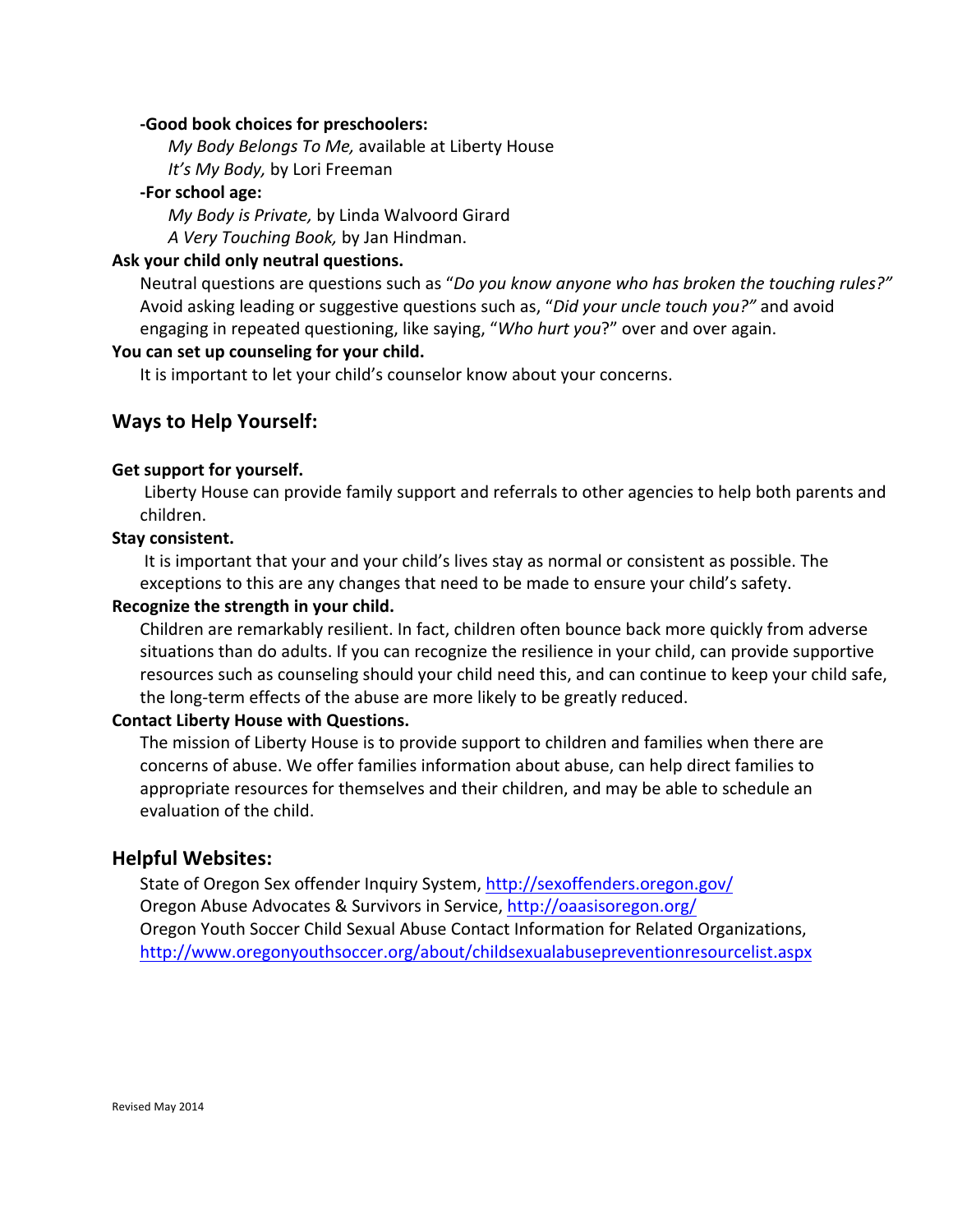**-Good book choices for preschoolers:**

*My Body Belongs To Me,* available at Liberty House

*It's My Body,* by Lori Freeman

**-For school age:**

*My Body is Private,* by Linda Walvoord Girard

*A Very Touching Book,* by Jan Hindman.

**Ask your child only neutral questions.**

Neutral questions are questions such as "*Do you know anyone who has broken the touching rules?"* Avoid asking leading or suggestive questions such as, "*Did your uncle touch you?"* and avoid engaging in repeated questioning, like saying, "*Who hurt you*?" over and over again.

**You can set up counseling for your child.**

It is important to let your child's counselor know about your concerns.

## Ways to Help Yourself:

**Get support for yourself.**

Liberty House can provide family support and referrals to other agencies to help both parents and children.

**Stay consistent.**

It is important that your and your child's lives stay as normal or consistent as possible. The exceptions to this are any changes that need to be made to ensure your child's safety.

**Recognize the strength in your child.**

Children are remarkably resilient. In fact, children often bounce back more quickly from adverse situations than do adults. If you can recognize the resilience in your child, can provide supportive resources such as counseling should your child need this, and can continue to keep your child safe, the long-term effects of the abuse are more likely to be greatly reduced.

**Contact Liberty House with Questions.**

The mission of Liberty House is to provide support to children and families when there are concerns of abuse. We offer families information about abuse, can help direct families to appropriate resources for themselves and their children, and may be able to schedule an evaluation of the child.

## Helpful Websites:

State of Oregon Sex offender Inquiry System, http://sexoffenders.oregon.gov/

Oregon Abuse Advocates & Survivors in Service, http://oaasisoregon.org/

Oregon Youth Soccer Child Sexual Abuse Contact Information for Related Organizations, http://www.oregonyouthsoccer.org/about/childsexualabusepreventionresourcelist.aspx

Revised May 2014